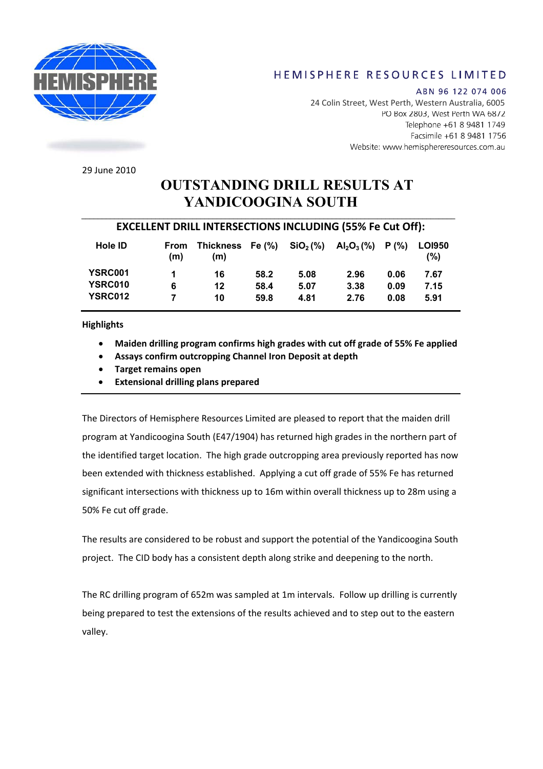HEMISPHERE RESOURCES LIMITED

ABN 96 122 074 006
24 Colin Street, West Perth, Western Australia, 6005
PO Box 2803, West Perth WA 6872
Telephone +61 8 9481 1749
Facsimile +61 8 9481 1756
Website: www.hemisphereresources.com.au

29 June 2010

# OUTSTANDING DRILL RESULTS AT YANDICOOGINA SOUTH

## EXCELLENT DRILL INTERSECTIONS INCLUDING (55% Fe Cut Off):

| Hole ID | From (m) | Thickness (m) | Fe (%) | $SiO_2$ (%) | $Al_2O_3$ (%) | P (%) | LOI950 (%) |
|---|---|---|---|---|---|---|---|
| YSRC001 | 1 | 16 | 58.2 | 5.08 | 2.96 | 0.06 | 7.67 |
| YSRC010 | 6 | 12 | 58.4 | 5.07 | 3.38 | 0.09 | 7.15 |
| YSRC012 | 7 | 10 | 59.8 | 4.81 | 2.76 | 0.08 | 5.91 |

**Highlights**

- **Maiden drilling program confirms high grades with cut off grade of 55% Fe applied**
- **Assays confirm outcropping Channel Iron Deposit at depth**
- **Target remains open**
- **Extensional drilling plans prepared**

The Directors of Hemisphere Resources Limited are pleased to report that the maiden drill program at Yandicoogina South (E47/1904) has returned high grades in the northern part of the identified target location. The high grade outcropping area previously reported has now been extended with thickness established. Applying a cut off grade of 55% Fe has returned significant intersections with thickness up to 16m within overall thickness up to 28m using a 50% Fe cut off grade.

The results are considered to be robust and support the potential of the Yandicoogina South project. The CID body has a consistent depth along strike and deepening to the north.

The RC drilling program of 652m was sampled at 1m intervals. Follow up drilling is currently being prepared to test the extensions of the results achieved and to step out to the eastern valley.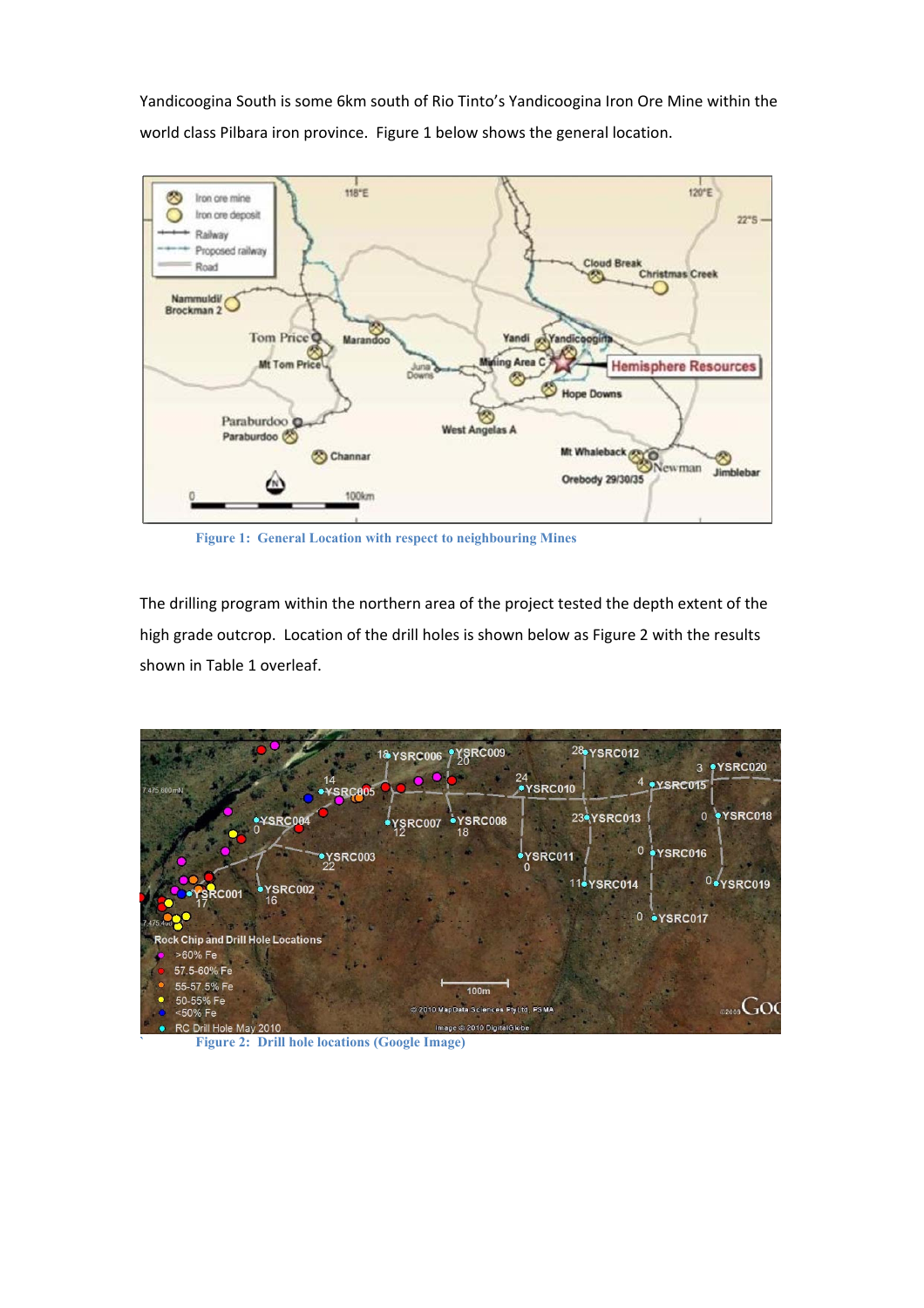Yandicoogina South is some 6km south of Rio Tinto's Yandicoogina Iron Ore Mine within the world class Pilbara iron province. Figure 1 below shows the general location.

Figure 1: General Location with respect to neighbouring Mines

The drilling program within the northern area of the project tested the depth extent of the high grade outcrop. Location of the drill holes is shown below as Figure 2 with the results shown in Table 1 overleaf.

Figure 2: Drill hole locations (Google Image)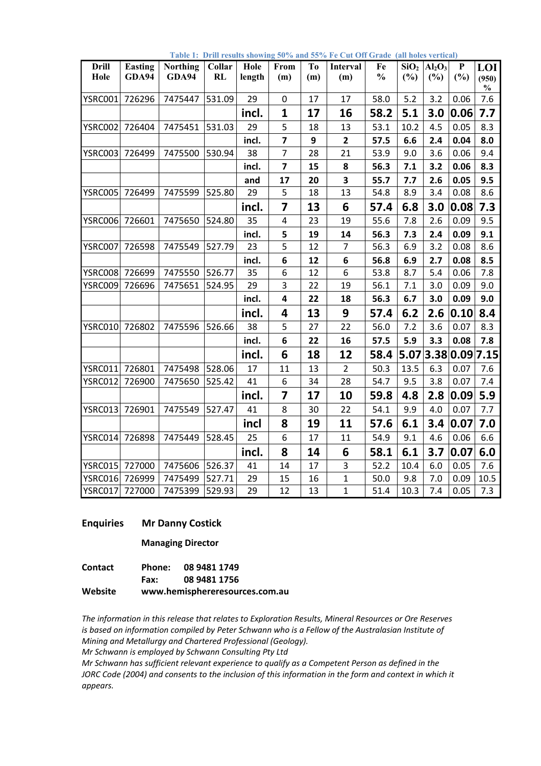**Table 1: Drill results showing 50% and 55% Fe Cut Off Grade (all holes vertical)**

| Drill Hole | Easting GDA94 | Northing GDA94 | Collar RL | Hole length | From (m) | To (m) | Interval (m) | Fe % | $SiO_2$ (%) | $Al_2O_3$ (%) | P (%) | LOI (950) % |
|---|---|---|---|---|---|---|---|---|---|---|---|---|
| YSRC001 | 726296 | 7475447 | 531.09 | 29 | 0 | 17 | 17 | 58.0 | 5.2 | 3.2 | 0.06 | 7.6 |
| | | | | **incl.** | **1** | **17** | **16** | **58.2** | **5.1** | **3.0** | **0.06** | **7.7** |
| YSRC002 | 726404 | 7475451 | 531.03 | 29 | 5 | 18 | 13 | 53.1 | 10.2 | 4.5 | 0.05 | 8.3 |
| | | | | **incl.** | **7** | **9** | **2** | **57.5** | **6.6** | **2.4** | **0.04** | **8.0** |
| YSRC003 | 726499 | 7475500 | 530.94 | 38 | 7 | 28 | 21 | 53.9 | 9.0 | 3.6 | 0.06 | 9.4 |
| | | | | **incl.** | **7** | **15** | **8** | **56.3** | **7.1** | **3.2** | **0.06** | **8.3** |
| | | | | **and** | **17** | **20** | **3** | **55.7** | **7.7** | **2.6** | **0.05** | **9.5** |
| YSRC005 | 726499 | 7475599 | 525.80 | 29 | 5 | 18 | 13 | 54.8 | 8.9 | 3.4 | 0.08 | 8.6 |
| | | | | **incl.** | **7** | **13** | **6** | **57.4** | **6.8** | **3.0** | **0.08** | **7.3** |
| YSRC006 | 726601 | 7475650 | 524.80 | 35 | 4 | 23 | 19 | 55.6 | 7.8 | 2.6 | 0.09 | 9.5 |
| | | | | **incl.** | **5** | **19** | **14** | **56.3** | **7.3** | **2.4** | **0.09** | **9.1** |
| YSRC007 | 726598 | 7475549 | 527.79 | 23 | 5 | 12 | 7 | 56.3 | 6.9 | 3.2 | 0.08 | 8.6 |
| | | | | **incl.** | **6** | **12** | **6** | **56.8** | **6.9** | **2.7** | **0.08** | **8.5** |
| YSRC008 | 726699 | 7475550 | 526.77 | 35 | 6 | 12 | 6 | 53.8 | 8.7 | 5.4 | 0.06 | 7.8 |
| YSRC009 | 726696 | 7475651 | 524.95 | 29 | 3 | 22 | 19 | 56.1 | 7.1 | 3.0 | 0.09 | 9.0 |
| | | | | **incl.** | **4** | **22** | **18** | **56.3** | **6.7** | **3.0** | **0.09** | **9.0** |
| | | | | **incl.** | **4** | **13** | **9** | **57.4** | **6.2** | **2.6** | **0.10** | **8.4** |
| YSRC010 | 726802 | 7475596 | 526.66 | 38 | 5 | 27 | 22 | 56.0 | 7.2 | 3.6 | 0.07 | 8.3 |
| | | | | **incl.** | **6** | **22** | **16** | **57.5** | **5.9** | **3.3** | **0.08** | **7.8** |
| | | | | **incl.** | **6** | **18** | **12** | **58.4** | **5.07** | **3.38** | **0.09** | **7.15** |
| YSRC011 | 726801 | 7475498 | 528.06 | 17 | 11 | 13 | 2 | 50.3 | 13.5 | 6.3 | 0.07 | 7.6 |
| YSRC012 | 726900 | 7475650 | 525.42 | 41 | 6 | 34 | 28 | 54.7 | 9.5 | 3.8 | 0.07 | 7.4 |
| | | | | **incl.** | **7** | **17** | **10** | **59.8** | **4.8** | **2.8** | **0.09** | **5.9** |
| YSRC013 | 726901 | 7475549 | 527.47 | 41 | 8 | 30 | 22 | 54.1 | 9.9 | 4.0 | 0.07 | 7.7 |
| | | | | **incl** | **8** | **19** | **11** | **57.6** | **6.1** | **3.4** | **0.07** | **7.0** |
| YSRC014 | 726898 | 7475449 | 528.45 | 25 | 6 | 17 | 11 | 54.9 | 9.1 | 4.6 | 0.06 | 6.6 |
| | | | | **incl.** | **8** | **14** | **6** | **58.1** | **6.1** | **3.7** | **0.07** | **6.0** |
| YSRC015 | 727000 | 7475606 | 526.37 | 41 | 14 | 17 | 3 | 52.2 | 10.4 | 6.0 | 0.05 | 7.6 |
| YSRC016 | 726999 | 7475499 | 527.71 | 29 | 15 | 16 | 1 | 50.0 | 9.8 | 7.0 | 0.09 | 10.5 |
| YSRC017 | 727000 | 7475399 | 529.93 | 29 | 12 | 13 | 1 | 51.4 | 10.3 | 7.4 | 0.05 | 7.3 |

**Enquiries** **Mr Danny Costick**

**Managing Director**

**Contact** **Phone: 08 9481 1749**

**Fax: 08 9481 1756**

**Website** **www.hemisphereresources.com.au**

*The information in this release that relates to Exploration Results, Mineral Resources or Ore Reserves is based on information compiled by Peter Schwann who is a Fellow of the Australasian Institute of Mining and Metallurgy and Chartered Professional (Geology).*
*Mr Schwann is employed by Schwann Consulting Pty Ltd*
*Mr Schwann has sufficient relevant experience to qualify as a Competent Person as defined in the JORC Code (2004) and consents to the inclusion of this information in the form and context in which it appears.*